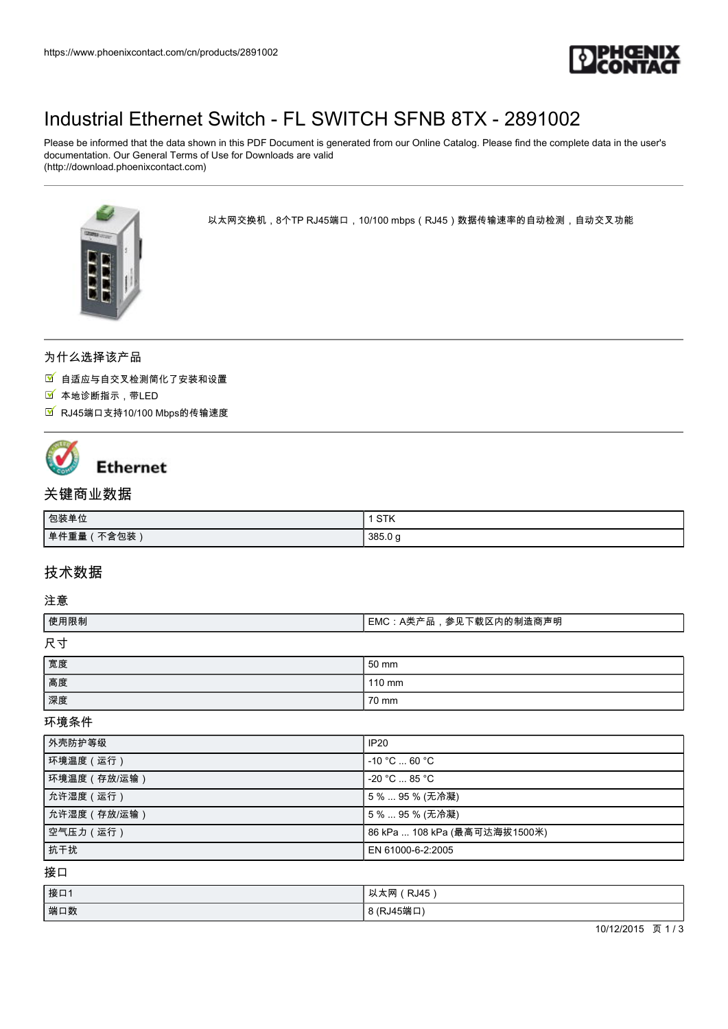https://www.phoenixcontact.com/cn/products/2891002

# Industrial Ethernet Switch - FL SWITCH SFNB 8TX - 2891002

Please be informed that the data shown in this PDF Document is generated from our Online Catalog. Please find the complete data in the user's documentation. Our General Terms of Use for Downloads are valid (http://download.phoenixcontact.com)

以太网交换机，8个TP RJ45端口，10/100 mbps（RJ45）数据传输速率的自动检测，自动交叉功能

## 为什么选择该产品

- 自适应与自交叉检测简化了安装和设置
- 本地诊断指示，带LED
- RJ45端口支持10/100 Mbps的传输速度

Ethernet

## 关键商业数据

| 包装单位 | 1 STK |
|---|---|
| 单件重量（不含包装） | 385.0 g |

## 技术数据

### 注意

| 使用限制 | EMC：A类产品，参见下载区内的制造商声明 |
|---|---|

### 尺寸

| 宽度 | 50 mm |
|---|---|
| 高度 | 110 mm |
| 深度 | 70 mm |

### 环境条件

| 外壳防护等级 | IP20 |
|---|---|
| 环境温度（运行） | -10 °C ... 60 °C |
| 环境温度（存放/运输） | -20 °C ... 85 °C |
| 允许湿度（运行） | 5 % ... 95 % (无冷凝) |
| 允许湿度（存放/运输） | 5 % ... 95 % (无冷凝) |
| 空气压力（运行） | 86 kPa ... 108 kPa (最高可达海拔1500米) |
| 抗干扰 | EN 61000-6-2:2005 |

### 接口

| 接口1 | 以太网（RJ45） |
|---|---|
| 端口数 | 8 (RJ45端口) |

10/12/2015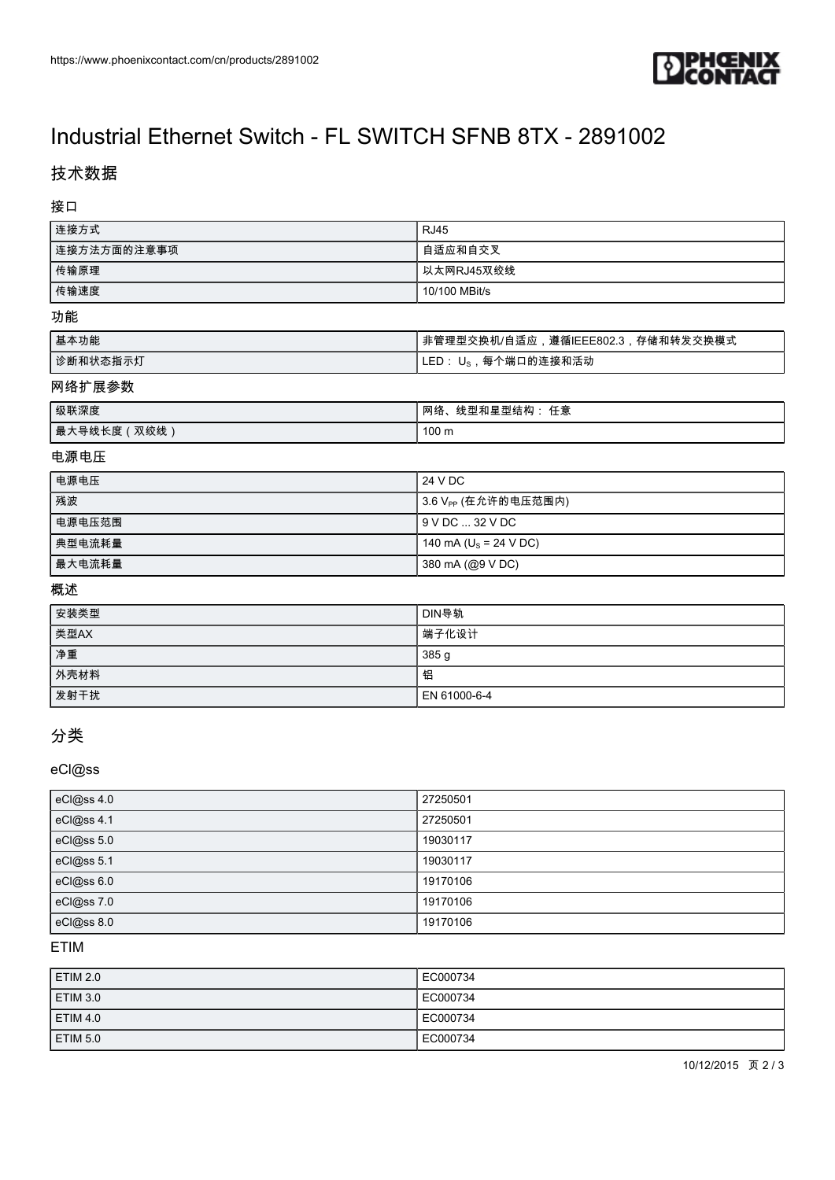# Industrial Ethernet Switch - FL SWITCH SFNB 8TX - 2891002

## 技术数据

### 接口

| | |
|---|---|
| 连接方式 | RJ45 |
| 连接方法方面的注意事项 | 自适应和自交叉 |
| 传输原理 | 以太网RJ45双绞线 |
| 传输速度 | 10/100 MBit/s |

### 功能

| | |
|---|---|
| 基本功能 | 非管理型交换机/自适应，遵循IEEE802.3，存储和转发交换模式 |
| 诊断和状态指示灯 | LED： $U_S$，每个端口的连接和活动 |

### 网络扩展参数

| | |
|---|---|
| 级联深度 | 网络、线型和星型结构： 任意 |
| 最大导线长度（双绞线） | 100 m |

### 电源电压

| | |
|---|---|
| 电源电压 | 24 V DC |
| 残波 | 3.6 $V_{PP}$ (在允许的电压范围内) |
| 电源电压范围 | 9 V DC ... 32 V DC |
| 典型电流耗量 | 140 mA ($U_S$ = 24 V DC) |
| 最大电流耗量 | 380 mA (@9 V DC) |

### 概述

| | |
|---|---|
| 安装类型 | DIN导轨 |
| 类型AX | 端子化设计 |
| 净重 | 385 g |
| 外壳材料 | 铝 |
| 发射干扰 | EN 61000-6-4 |

## 分类

### eCl@ss

| | |
|---|---|
| eCl@ss 4.0 | 27250501 |
| eCl@ss 4.1 | 27250501 |
| eCl@ss 5.0 | 19030117 |
| eCl@ss 5.1 | 19030117 |
| eCl@ss 6.0 | 19170106 |
| eCl@ss 7.0 | 19170106 |
| eCl@ss 8.0 | 19170106 |

### ETIM

| | |
|---|---|
| ETIM 2.0 | EC000734 |
| ETIM 3.0 | EC000734 |
| ETIM 4.0 | EC000734 |
| ETIM 5.0 | EC000734 |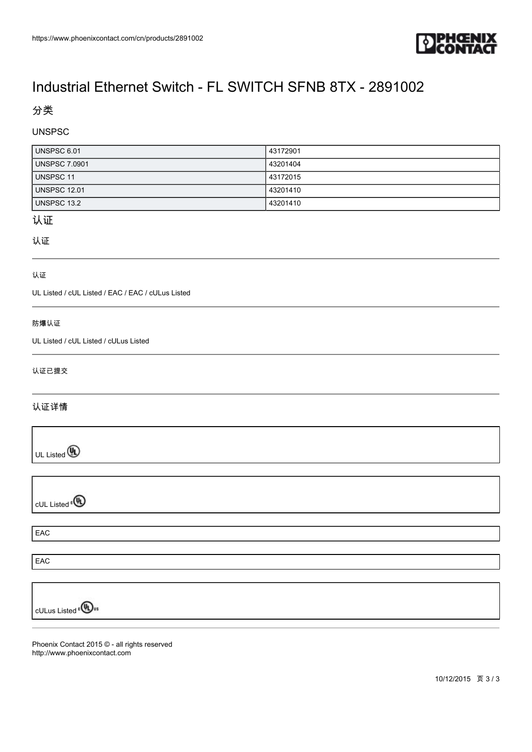# Industrial Ethernet Switch - FL SWITCH SFNB 8TX - 2891002

## 分类

### UNSPSC

| | |
|---|---|
| UNSPSC 6.01 | 43172901 |
| UNSPSC 7.0901 | 43201404 |
| UNSPSC 11 | 43172015 |
| UNSPSC 12.01 | 43201410 |
| UNSPSC 13.2 | 43201410 |

## 认证

### 认证

认证

UL Listed / cUL Listed / EAC / EAC / cULus Listed

防爆认证

UL Listed / cUL Listed / cULus Listed

认证已提交

### 认证详情

UL Listed

cUL Listed

EAC

EAC

cULus Listed

Phoenix Contact 2015 © - all rights reserved
http://www.phoenixcontact.com